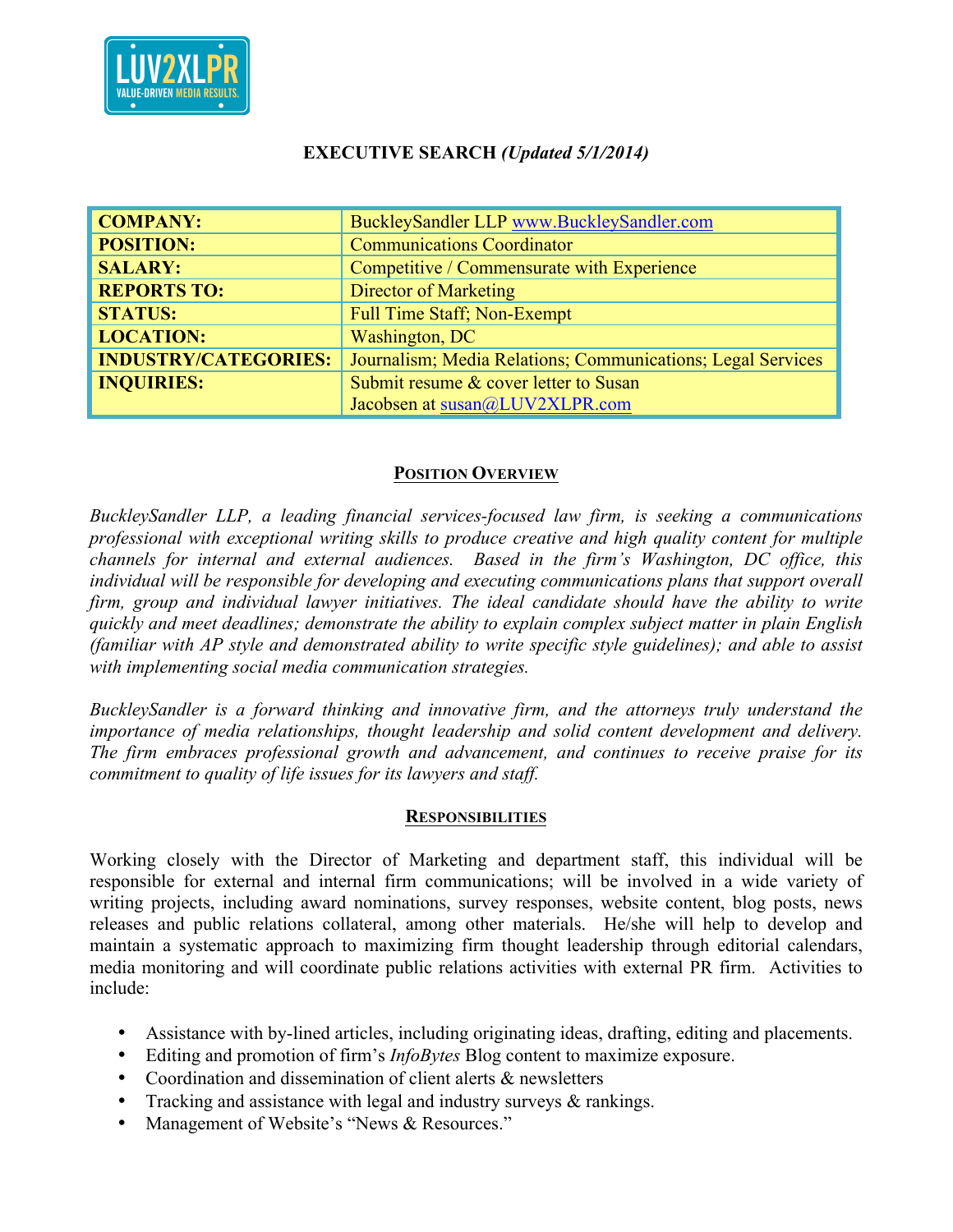LUV2XLPR
VALUE-DRIVEN MEDIA RESULTS.

**EXECUTIVE SEARCH *(Updated 5/1/2014)***

| | |
|---|---|
| **COMPANY:** | BuckleySandler LLP www.BuckleySandler.com |
| **POSITION:** | Communications Coordinator |
| **SALARY:** | Competitive / Commensurate with Experience |
| **REPORTS TO:** | Director of Marketing |
| **STATUS:** | Full Time Staff; Non-Exempt |
| **LOCATION:** | Washington, DC |
| **INDUSTRY/CATEGORIES:** | Journalism; Media Relations; Communications; Legal Services |
| **INQUIRIES:** | Submit resume & cover letter to Susan Jacobsen at susan@LUV2XLPR.com |

## Position Overview

*BuckleySandler LLP, a leading financial services-focused law firm, is seeking a communications professional with exceptional writing skills to produce creative and high quality content for multiple channels for internal and external audiences. Based in the firm's Washington, DC office, this individual will be responsible for developing and executing communications plans that support overall firm, group and individual lawyer initiatives. The ideal candidate should have the ability to write quickly and meet deadlines; demonstrate the ability to explain complex subject matter in plain English (familiar with AP style and demonstrated ability to write specific style guidelines); and able to assist with implementing social media communication strategies.*

*BuckleySandler is a forward thinking and innovative firm, and the attorneys truly understand the importance of media relationships, thought leadership and solid content development and delivery. The firm embraces professional growth and advancement, and continues to receive praise for its commitment to quality of life issues for its lawyers and staff.*

## Responsibilities

Working closely with the Director of Marketing and department staff, this individual will be responsible for external and internal firm communications; will be involved in a wide variety of writing projects, including award nominations, survey responses, website content, blog posts, news releases and public relations collateral, among other materials. He/she will help to develop and maintain a systematic approach to maximizing firm thought leadership through editorial calendars, media monitoring and will coordinate public relations activities with external PR firm. Activities to include:

- Assistance with by-lined articles, including originating ideas, drafting, editing and placements.
- Editing and promotion of firm's *InfoBytes* Blog content to maximize exposure.
- Coordination and dissemination of client alerts & newsletters
- Tracking and assistance with legal and industry surveys & rankings.
- Management of Website's "News & Resources."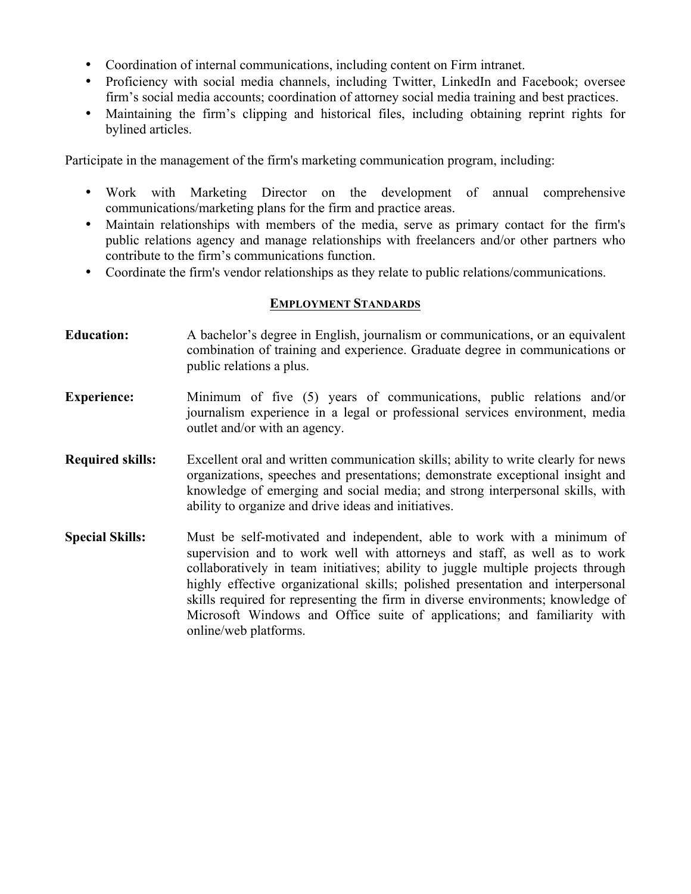- Coordination of internal communications, including content on Firm intranet.
- Proficiency with social media channels, including Twitter, LinkedIn and Facebook; oversee firm's social media accounts; coordination of attorney social media training and best practices.
- Maintaining the firm's clipping and historical files, including obtaining reprint rights for bylined articles.

Participate in the management of the firm's marketing communication program, including:

- Work with Marketing Director on the development of annual comprehensive communications/marketing plans for the firm and practice areas.
- Maintain relationships with members of the media, serve as primary contact for the firm's public relations agency and manage relationships with freelancers and/or other partners who contribute to the firm's communications function.
- Coordinate the firm's vendor relationships as they relate to public relations/communications.

## EMPLOYMENT STANDARDS

**Education:** A bachelor's degree in English, journalism or communications, or an equivalent combination of training and experience. Graduate degree in communications or public relations a plus.

**Experience:** Minimum of five (5) years of communications, public relations and/or journalism experience in a legal or professional services environment, media outlet and/or with an agency.

**Required skills:** Excellent oral and written communication skills; ability to write clearly for news organizations, speeches and presentations; demonstrate exceptional insight and knowledge of emerging and social media; and strong interpersonal skills, with ability to organize and drive ideas and initiatives.

**Special Skills:** Must be self-motivated and independent, able to work with a minimum of supervision and to work well with attorneys and staff, as well as to work collaboratively in team initiatives; ability to juggle multiple projects through highly effective organizational skills; polished presentation and interpersonal skills required for representing the firm in diverse environments; knowledge of Microsoft Windows and Office suite of applications; and familiarity with online/web platforms.